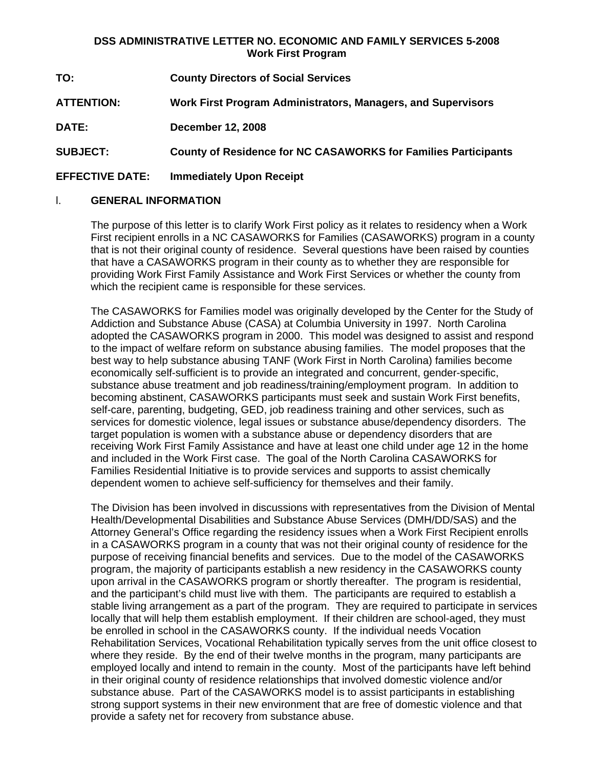**DSS ADMINISTRATIVE LETTER NO. ECONOMIC AND FAMILY SERVICES 5-2008**
**Work First Program**

**TO:** **County Directors of Social Services**

**ATTENTION:** **Work First Program Administrators, Managers, and Supervisors**

**DATE:** **December 12, 2008**

**SUBJECT:** **County of Residence for NC CASAWORKS for Families Participants**

**EFFECTIVE DATE:** **Immediately Upon Receipt**

## I. GENERAL INFORMATION

The purpose of this letter is to clarify Work First policy as it relates to residency when a Work First recipient enrolls in a NC CASAWORKS for Families (CASAWORKS) program in a county that is not their original county of residence. Several questions have been raised by counties that have a CASAWORKS program in their county as to whether they are responsible for providing Work First Family Assistance and Work First Services or whether the county from which the recipient came is responsible for these services.

The CASAWORKS for Families model was originally developed by the Center for the Study of Addiction and Substance Abuse (CASA) at Columbia University in 1997. North Carolina adopted the CASAWORKS program in 2000. This model was designed to assist and respond to the impact of welfare reform on substance abusing families. The model proposes that the best way to help substance abusing TANF (Work First in North Carolina) families become economically self-sufficient is to provide an integrated and concurrent, gender-specific, substance abuse treatment and job readiness/training/employment program. In addition to becoming abstinent, CASAWORKS participants must seek and sustain Work First benefits, self-care, parenting, budgeting, GED, job readiness training and other services, such as services for domestic violence, legal issues or substance abuse/dependency disorders. The target population is women with a substance abuse or dependency disorders that are receiving Work First Family Assistance and have at least one child under age 12 in the home and included in the Work First case. The goal of the North Carolina CASAWORKS for Families Residential Initiative is to provide services and supports to assist chemically dependent women to achieve self-sufficiency for themselves and their family.

The Division has been involved in discussions with representatives from the Division of Mental Health/Developmental Disabilities and Substance Abuse Services (DMH/DD/SAS) and the Attorney General's Office regarding the residency issues when a Work First Recipient enrolls in a CASAWORKS program in a county that was not their original county of residence for the purpose of receiving financial benefits and services. Due to the model of the CASAWORKS program, the majority of participants establish a new residency in the CASAWORKS county upon arrival in the CASAWORKS program or shortly thereafter. The program is residential, and the participant's child must live with them. The participants are required to establish a stable living arrangement as a part of the program. They are required to participate in services locally that will help them establish employment. If their children are school-aged, they must be enrolled in school in the CASAWORKS county. If the individual needs Vocation Rehabilitation Services, Vocational Rehabilitation typically serves from the unit office closest to where they reside. By the end of their twelve months in the program, many participants are employed locally and intend to remain in the county. Most of the participants have left behind in their original county of residence relationships that involved domestic violence and/or substance abuse. Part of the CASAWORKS model is to assist participants in establishing strong support systems in their new environment that are free of domestic violence and that provide a safety net for recovery from substance abuse.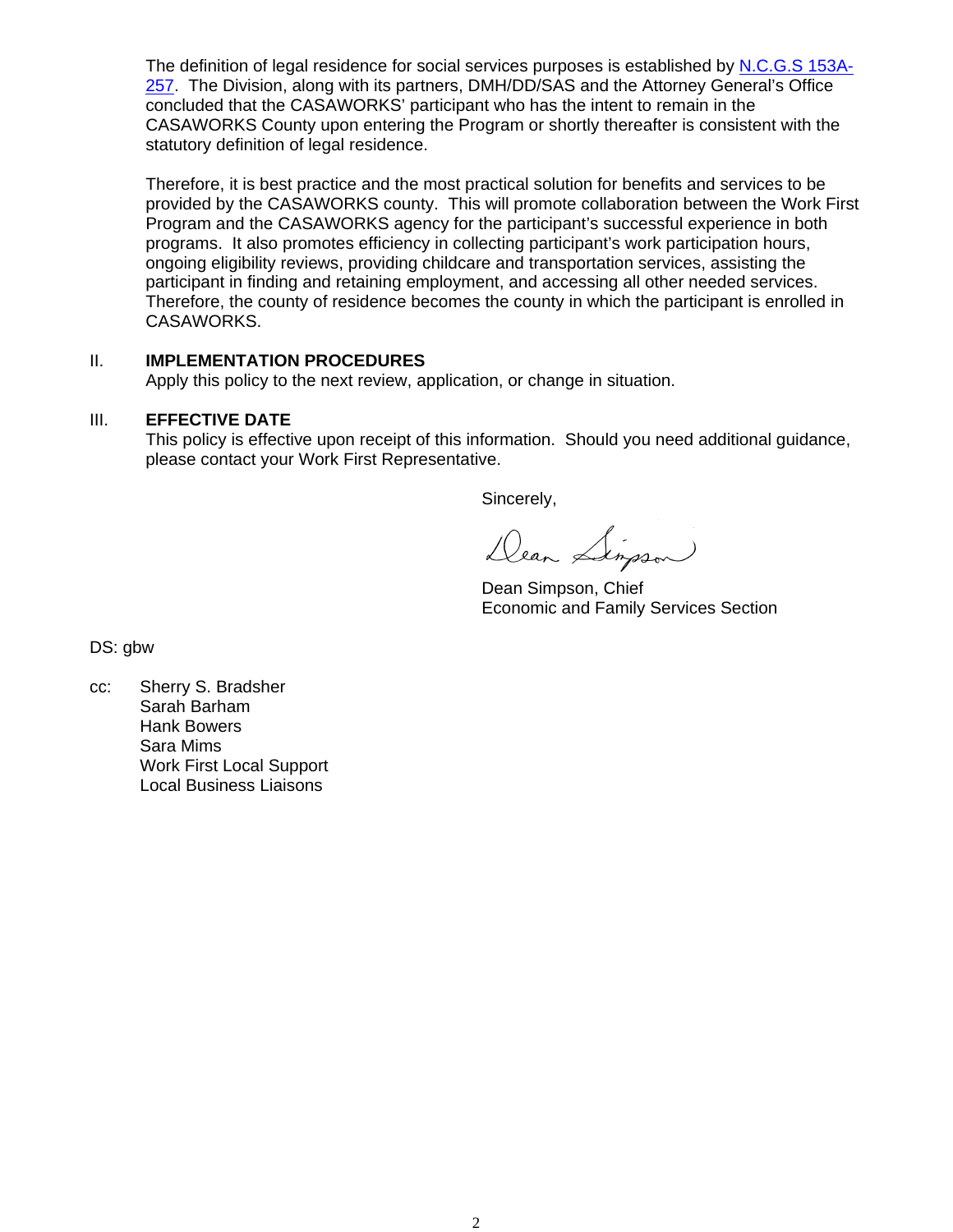The definition of legal residence for social services purposes is established by [N.C.G.S 153A-257](N.C.G.S 153A-257). The Division, along with its partners, DMH/DD/SAS and the Attorney General's Office concluded that the CASAWORKS' participant who has the intent to remain in the CASAWORKS County upon entering the Program or shortly thereafter is consistent with the statutory definition of legal residence.

Therefore, it is best practice and the most practical solution for benefits and services to be provided by the CASAWORKS county. This will promote collaboration between the Work First Program and the CASAWORKS agency for the participant's successful experience in both programs. It also promotes efficiency in collecting participant's work participation hours, ongoing eligibility reviews, providing childcare and transportation services, assisting the participant in finding and retaining employment, and accessing all other needed services. Therefore, the county of residence becomes the county in which the participant is enrolled in CASAWORKS.

## II. IMPLEMENTATION PROCEDURES

Apply this policy to the next review, application, or change in situation.

## III. EFFECTIVE DATE

This policy is effective upon receipt of this information. Should you need additional guidance, please contact your Work First Representative.

Sincerely,

Dean Simpson

Dean Simpson, Chief
Economic and Family Services Section

DS: gbw

cc: Sherry S. Bradsher
Sarah Barham
Hank Bowers
Sara Mims
Work First Local Support
Local Business Liaisons